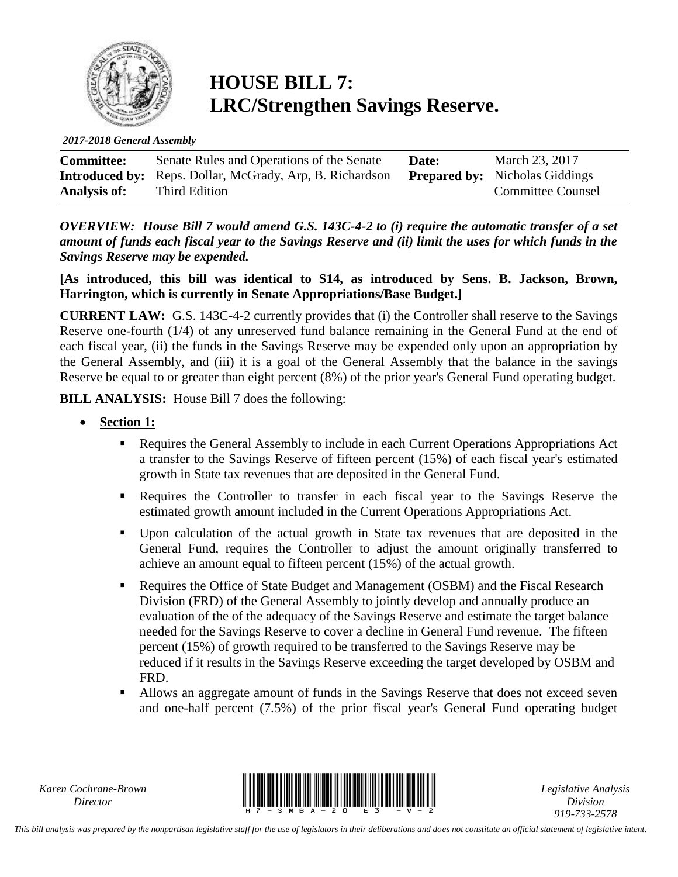# HOUSE BILL 7: LRC/Strengthen Savings Reserve.

*2017-2018 General Assembly*

| | | | |
|---|---|---|---|
| **Committee:** | Senate Rules and Operations of the Senate | **Date:** | March 23, 2017 |
| **Introduced by:** | Reps. Dollar, McGrady, Arp, B. Richardson | **Prepared by:** | Nicholas Giddings |
| **Analysis of:** | Third Edition | | Committee Counsel |

***OVERVIEW:* *House Bill 7 would amend G.S. 143C-4-2 to (i) require the automatic transfer of a set amount of funds each fiscal year to the Savings Reserve and (ii) limit the uses for which funds in the Savings Reserve may be expended.***

**[As introduced, this bill was identical to S14, as introduced by Sens. B. Jackson, Brown, Harrington, which is currently in Senate Appropriations/Base Budget.]**

**CURRENT LAW:** G.S. 143C-4-2 currently provides that (i) the Controller shall reserve to the Savings Reserve one-fourth (1/4) of any unreserved fund balance remaining in the General Fund at the end of each fiscal year, (ii) the funds in the Savings Reserve may be expended only upon an appropriation by the General Assembly, and (iii) it is a goal of the General Assembly that the balance in the savings Reserve be equal to or greater than eight percent (8%) of the prior year's General Fund operating budget.

**BILL ANALYSIS:** House Bill 7 does the following:

- **<u>Section 1:</u>**
  - Requires the General Assembly to include in each Current Operations Appropriations Act a transfer to the Savings Reserve of fifteen percent (15%) of each fiscal year's estimated growth in State tax revenues that are deposited in the General Fund.
  - Requires the Controller to transfer in each fiscal year to the Savings Reserve the estimated growth amount included in the Current Operations Appropriations Act.
  - Upon calculation of the actual growth in State tax revenues that are deposited in the General Fund, requires the Controller to adjust the amount originally transferred to achieve an amount equal to fifteen percent (15%) of the actual growth.
  - Requires the Office of State Budget and Management (OSBM) and the Fiscal Research Division (FRD) of the General Assembly to jointly develop and annually produce an evaluation of the of the adequacy of the Savings Reserve and estimate the target balance needed for the Savings Reserve to cover a decline in General Fund revenue. The fifteen percent (15%) of growth required to be transferred to the Savings Reserve may be reduced if it results in the Savings Reserve exceeding the target developed by OSBM and FRD.
  - Allows an aggregate amount of funds in the Savings Reserve that does not exceed seven and one-half percent (7.5%) of the prior fiscal year's General Fund operating budget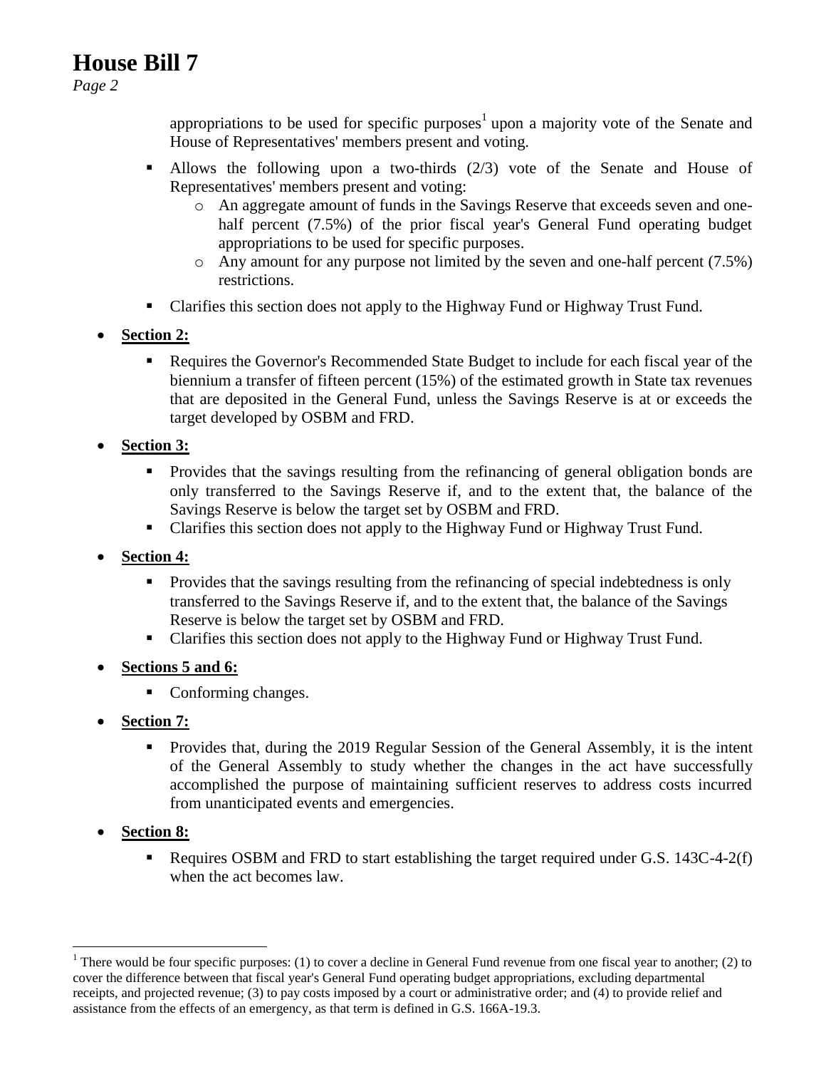appropriations to be used for specific purposes[1] upon a majority vote of the Senate and House of Representatives' members present and voting.

- Allows the following upon a two-thirds (2/3) vote of the Senate and House of Representatives' members present and voting:
  - An aggregate amount of funds in the Savings Reserve that exceeds seven and one-half percent (7.5%) of the prior fiscal year's General Fund operating budget appropriations to be used for specific purposes.
  - Any amount for any purpose not limited by the seven and one-half percent (7.5%) restrictions.
- Clarifies this section does not apply to the Highway Fund or Highway Trust Fund.

- **Section 2:**
  - Requires the Governor's Recommended State Budget to include for each fiscal year of the biennium a transfer of fifteen percent (15%) of the estimated growth in State tax revenues that are deposited in the General Fund, unless the Savings Reserve is at or exceeds the target developed by OSBM and FRD.

- **Section 3:**
  - Provides that the savings resulting from the refinancing of general obligation bonds are only transferred to the Savings Reserve if, and to the extent that, the balance of the Savings Reserve is below the target set by OSBM and FRD.
  - Clarifies this section does not apply to the Highway Fund or Highway Trust Fund.

- **Section 4:**
  - Provides that the savings resulting from the refinancing of special indebtedness is only transferred to the Savings Reserve if, and to the extent that, the balance of the Savings Reserve is below the target set by OSBM and FRD.
  - Clarifies this section does not apply to the Highway Fund or Highway Trust Fund.

- **Sections 5 and 6:**
  - Conforming changes.

- **Section 7:**
  - Provides that, during the 2019 Regular Session of the General Assembly, it is the intent of the General Assembly to study whether the changes in the act have successfully accomplished the purpose of maintaining sufficient reserves to address costs incurred from unanticipated events and emergencies.

- **Section 8:**
  - Requires OSBM and FRD to start establishing the target required under G.S. 143C-4-2(f) when the act becomes law.

---

[1] There would be four specific purposes: (1) to cover a decline in General Fund revenue from one fiscal year to another; (2) to cover the difference between that fiscal year's General Fund operating budget appropriations, excluding departmental receipts, and projected revenue; (3) to pay costs imposed by a court or administrative order; and (4) to provide relief and assistance from the effects of an emergency, as that term is defined in G.S. 166A-19.3.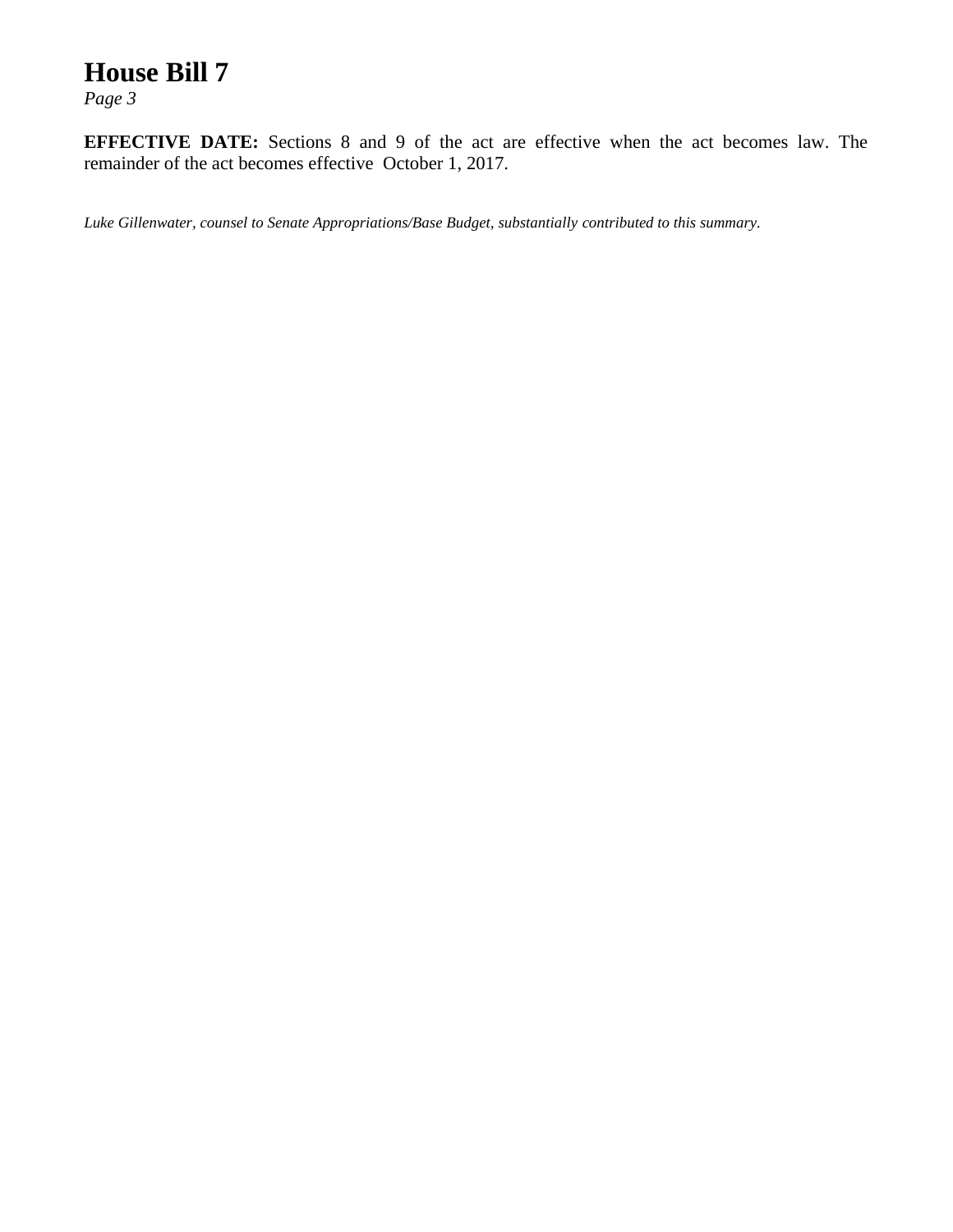**EFFECTIVE DATE:** Sections 8 and 9 of the act are effective when the act becomes law. The remainder of the act becomes effective October 1, 2017.

*Luke Gillenwater, counsel to Senate Appropriations/Base Budget, substantially contributed to this summary.*